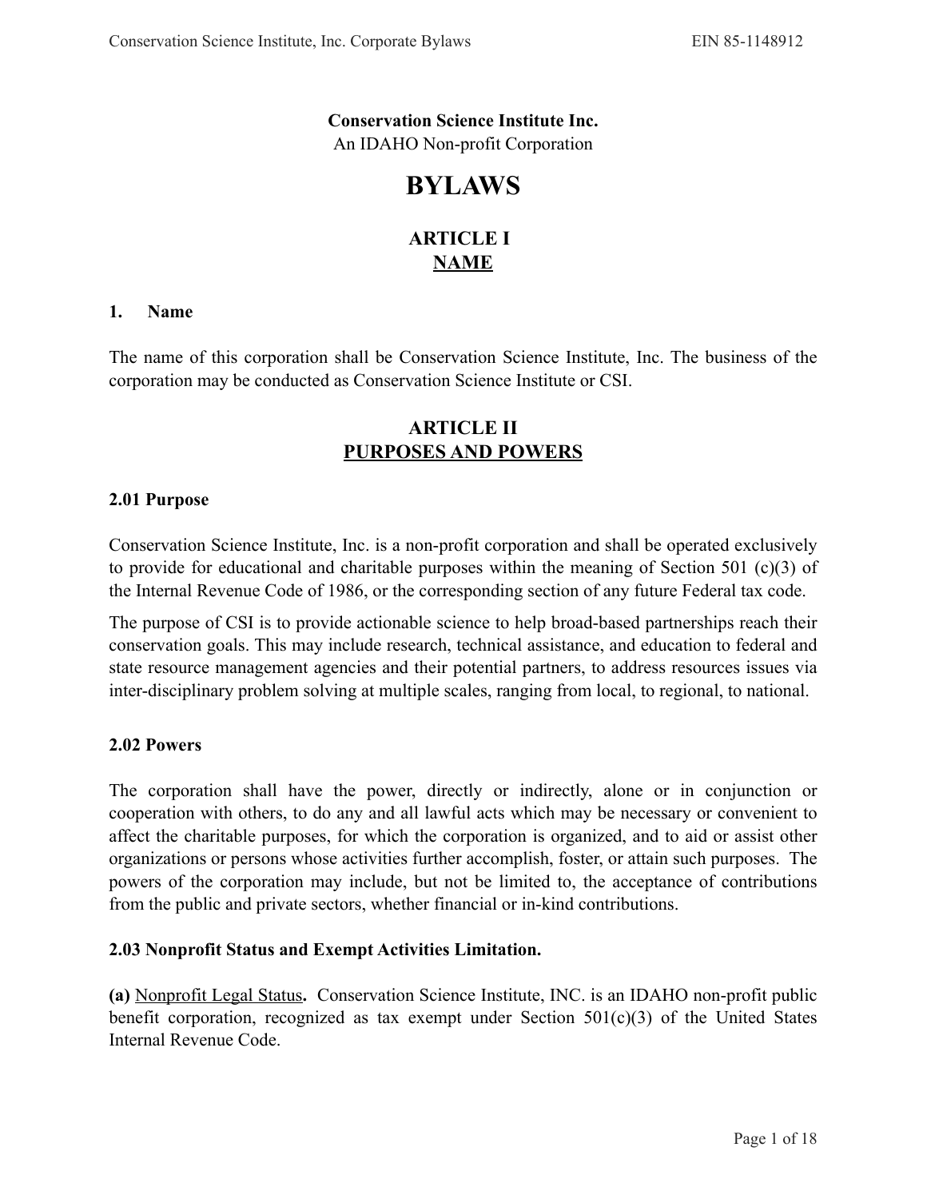**Conservation Science Institute Inc.**
An IDAHO Non-profit Corporation

# BYLAWS

## ARTICLE I
## NAME

### 1. Name

The name of this corporation shall be Conservation Science Institute, Inc. The business of the corporation may be conducted as Conservation Science Institute or CSI.

## ARTICLE II
## PURPOSES AND POWERS

### 2.01 Purpose

Conservation Science Institute, Inc. is a non-profit corporation and shall be operated exclusively to provide for educational and charitable purposes within the meaning of Section 501 (c)(3) of the Internal Revenue Code of 1986, or the corresponding section of any future Federal tax code.

The purpose of CSI is to provide actionable science to help broad-based partnerships reach their conservation goals. This may include research, technical assistance, and education to federal and state resource management agencies and their potential partners, to address resources issues via inter-disciplinary problem solving at multiple scales, ranging from local, to regional, to national.

### 2.02 Powers

The corporation shall have the power, directly or indirectly, alone or in conjunction or cooperation with others, to do any and all lawful acts which may be necessary or convenient to affect the charitable purposes, for which the corporation is organized, and to aid or assist other organizations or persons whose activities further accomplish, foster, or attain such purposes. The powers of the corporation may include, but not be limited to, the acceptance of contributions from the public and private sectors, whether financial or in-kind contributions.

### 2.03 Nonprofit Status and Exempt Activities Limitation.

**(a)** Nonprofit Legal Status**.** Conservation Science Institute, INC. is an IDAHO non-profit public benefit corporation, recognized as tax exempt under Section 501(c)(3) of the United States Internal Revenue Code.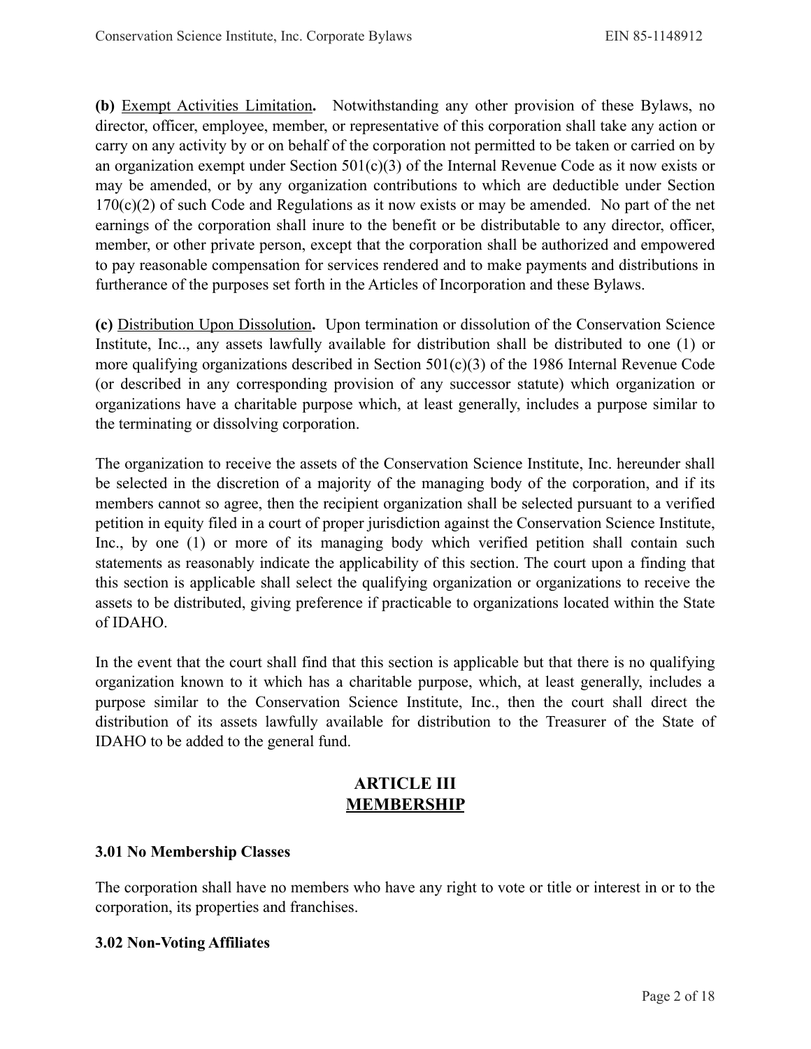**(b)** Exempt Activities Limitation**.** Notwithstanding any other provision of these Bylaws, no director, officer, employee, member, or representative of this corporation shall take any action or carry on any activity by or on behalf of the corporation not permitted to be taken or carried on by an organization exempt under Section 501(c)(3) of the Internal Revenue Code as it now exists or may be amended, or by any organization contributions to which are deductible under Section 170(c)(2) of such Code and Regulations as it now exists or may be amended. No part of the net earnings of the corporation shall inure to the benefit or be distributable to any director, officer, member, or other private person, except that the corporation shall be authorized and empowered to pay reasonable compensation for services rendered and to make payments and distributions in furtherance of the purposes set forth in the Articles of Incorporation and these Bylaws.

**(c)** Distribution Upon Dissolution**.** Upon termination or dissolution of the Conservation Science Institute, Inc.., any assets lawfully available for distribution shall be distributed to one (1) or more qualifying organizations described in Section 501(c)(3) of the 1986 Internal Revenue Code (or described in any corresponding provision of any successor statute) which organization or organizations have a charitable purpose which, at least generally, includes a purpose similar to the terminating or dissolving corporation.

The organization to receive the assets of the Conservation Science Institute, Inc. hereunder shall be selected in the discretion of a majority of the managing body of the corporation, and if its members cannot so agree, then the recipient organization shall be selected pursuant to a verified petition in equity filed in a court of proper jurisdiction against the Conservation Science Institute, Inc., by one (1) or more of its managing body which verified petition shall contain such statements as reasonably indicate the applicability of this section. The court upon a finding that this section is applicable shall select the qualifying organization or organizations to receive the assets to be distributed, giving preference if practicable to organizations located within the State of IDAHO.

In the event that the court shall find that this section is applicable but that there is no qualifying organization known to it which has a charitable purpose, which, at least generally, includes a purpose similar to the Conservation Science Institute, Inc., then the court shall direct the distribution of its assets lawfully available for distribution to the Treasurer of the State of IDAHO to be added to the general fund.

## ARTICLE III
## MEMBERSHIP

### 3.01 No Membership Classes

The corporation shall have no members who have any right to vote or title or interest in or to the corporation, its properties and franchises.

### 3.02 Non-Voting Affiliates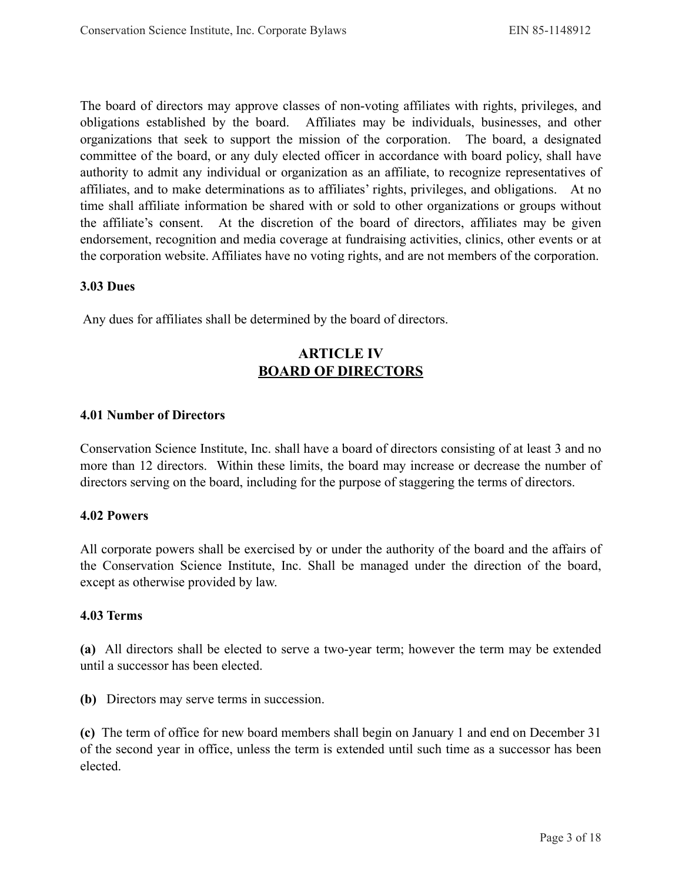The board of directors may approve classes of non-voting affiliates with rights, privileges, and obligations established by the board. Affiliates may be individuals, businesses, and other organizations that seek to support the mission of the corporation. The board, a designated committee of the board, or any duly elected officer in accordance with board policy, shall have authority to admit any individual or organization as an affiliate, to recognize representatives of affiliates, and to make determinations as to affiliates' rights, privileges, and obligations. At no time shall affiliate information be shared with or sold to other organizations or groups without the affiliate's consent. At the discretion of the board of directors, affiliates may be given endorsement, recognition and media coverage at fundraising activities, clinics, other events or at the corporation website. Affiliates have no voting rights, and are not members of the corporation.

**3.03 Dues**

Any dues for affiliates shall be determined by the board of directors.

## ARTICLE IV
## BOARD OF DIRECTORS

**4.01 Number of Directors**

Conservation Science Institute, Inc. shall have a board of directors consisting of at least 3 and no more than 12 directors. Within these limits, the board may increase or decrease the number of directors serving on the board, including for the purpose of staggering the terms of directors.

**4.02 Powers**

All corporate powers shall be exercised by or under the authority of the board and the affairs of the Conservation Science Institute, Inc. Shall be managed under the direction of the board, except as otherwise provided by law.

**4.03 Terms**

**(a)** All directors shall be elected to serve a two-year term; however the term may be extended until a successor has been elected.

**(b)** Directors may serve terms in succession.

**(c)** The term of office for new board members shall begin on January 1 and end on December 31 of the second year in office, unless the term is extended until such time as a successor has been elected.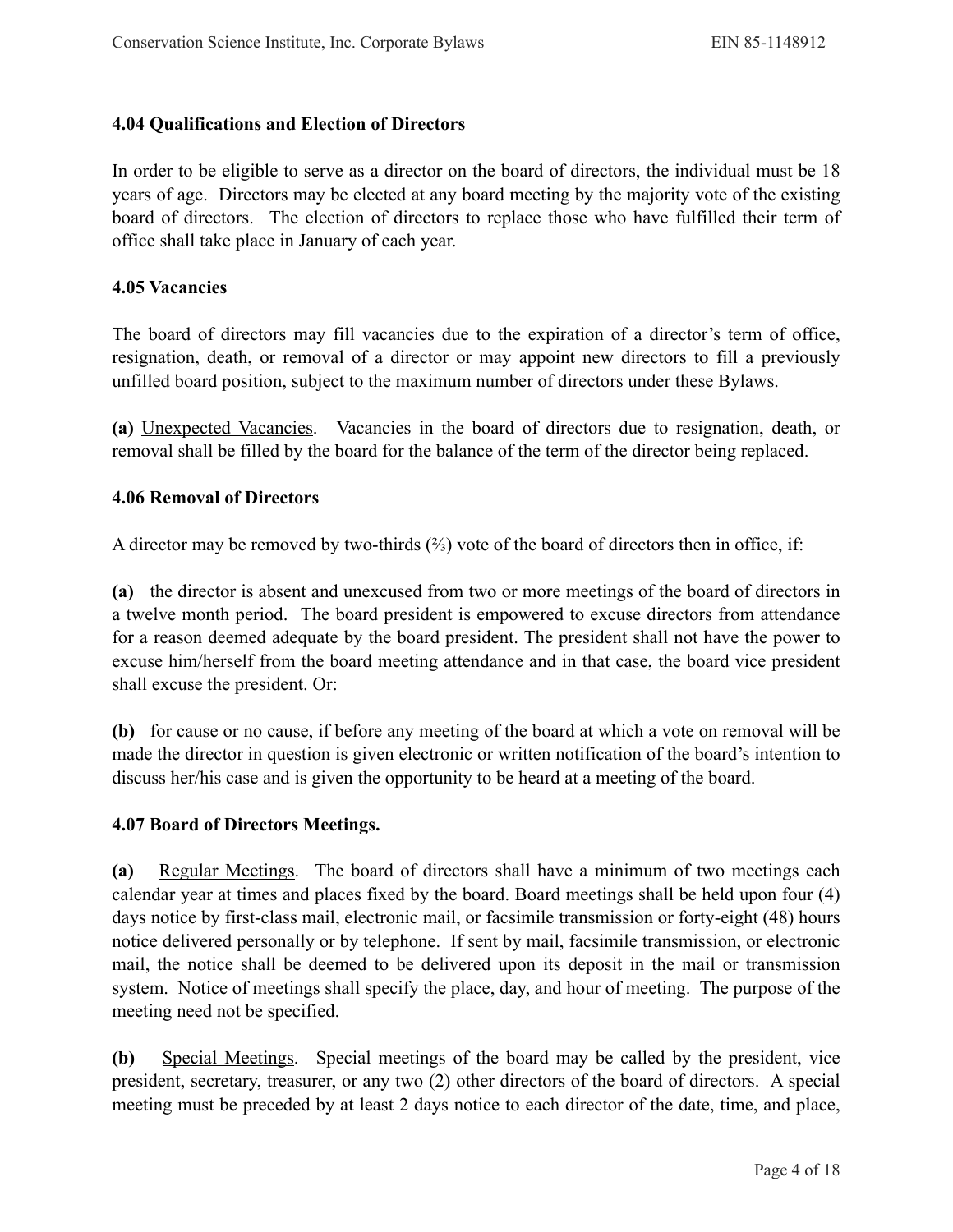### 4.04 Qualifications and Election of Directors

In order to be eligible to serve as a director on the board of directors, the individual must be 18 years of age. Directors may be elected at any board meeting by the majority vote of the existing board of directors. The election of directors to replace those who have fulfilled their term of office shall take place in January of each year.

### 4.05 Vacancies

The board of directors may fill vacancies due to the expiration of a director's term of office, resignation, death, or removal of a director or may appoint new directors to fill a previously unfilled board position, subject to the maximum number of directors under these Bylaws.

**(a)** Unexpected Vacancies. Vacancies in the board of directors due to resignation, death, or removal shall be filled by the board for the balance of the term of the director being replaced.

### 4.06 Removal of Directors

A director may be removed by two-thirds (⅔) vote of the board of directors then in office, if:

**(a)** the director is absent and unexcused from two or more meetings of the board of directors in a twelve month period. The board president is empowered to excuse directors from attendance for a reason deemed adequate by the board president. The president shall not have the power to excuse him/herself from the board meeting attendance and in that case, the board vice president shall excuse the president. Or:

**(b)** for cause or no cause, if before any meeting of the board at which a vote on removal will be made the director in question is given electronic or written notification of the board's intention to discuss her/his case and is given the opportunity to be heard at a meeting of the board.

### 4.07 Board of Directors Meetings.

**(a)** Regular Meetings. The board of directors shall have a minimum of two meetings each calendar year at times and places fixed by the board. Board meetings shall be held upon four (4) days notice by first-class mail, electronic mail, or facsimile transmission or forty-eight (48) hours notice delivered personally or by telephone. If sent by mail, facsimile transmission, or electronic mail, the notice shall be deemed to be delivered upon its deposit in the mail or transmission system. Notice of meetings shall specify the place, day, and hour of meeting. The purpose of the meeting need not be specified.

**(b)** Special Meetings. Special meetings of the board may be called by the president, vice president, secretary, treasurer, or any two (2) other directors of the board of directors. A special meeting must be preceded by at least 2 days notice to each director of the date, time, and place,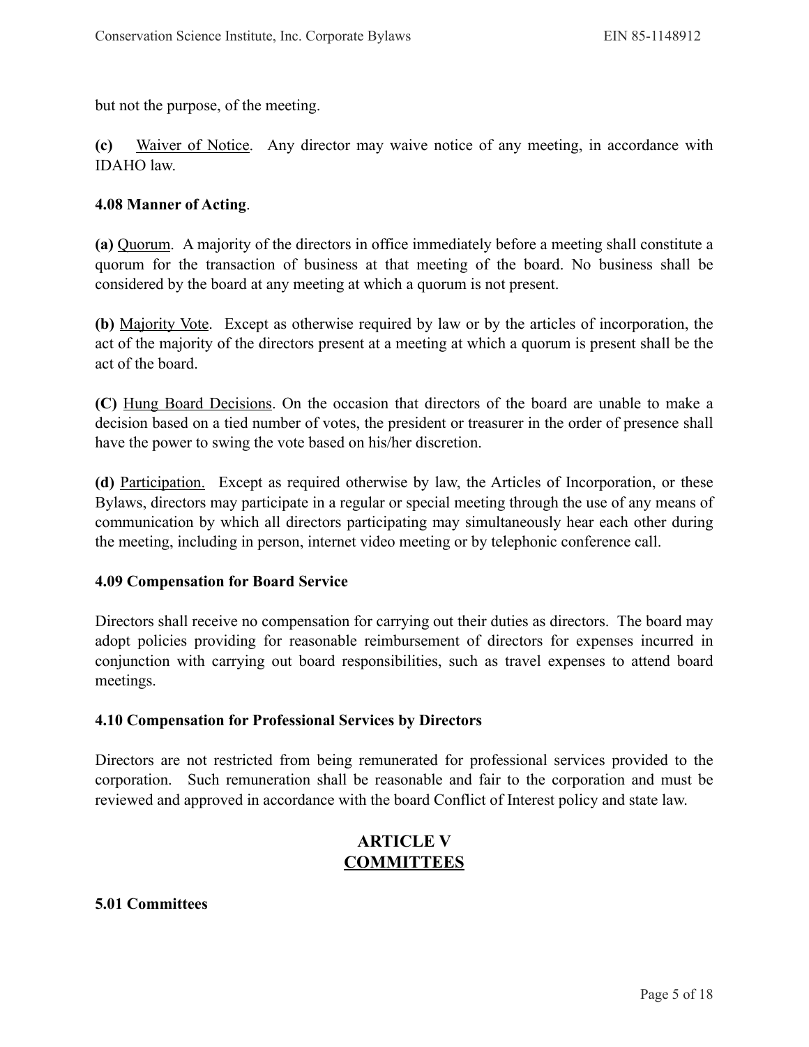but not the purpose, of the meeting.

**(c)** Waiver of Notice. Any director may waive notice of any meeting, in accordance with IDAHO law.

**4.08 Manner of Acting**.

**(a)** Quorum. A majority of the directors in office immediately before a meeting shall constitute a quorum for the transaction of business at that meeting of the board. No business shall be considered by the board at any meeting at which a quorum is not present.

**(b)** Majority Vote. Except as otherwise required by law or by the articles of incorporation, the act of the majority of the directors present at a meeting at which a quorum is present shall be the act of the board.

**(C)** Hung Board Decisions. On the occasion that directors of the board are unable to make a decision based on a tied number of votes, the president or treasurer in the order of presence shall have the power to swing the vote based on his/her discretion.

**(d)** Participation. Except as required otherwise by law, the Articles of Incorporation, or these Bylaws, directors may participate in a regular or special meeting through the use of any means of communication by which all directors participating may simultaneously hear each other during the meeting, including in person, internet video meeting or by telephonic conference call.

**4.09 Compensation for Board Service**

Directors shall receive no compensation for carrying out their duties as directors. The board may adopt policies providing for reasonable reimbursement of directors for expenses incurred in conjunction with carrying out board responsibilities, such as travel expenses to attend board meetings.

**4.10 Compensation for Professional Services by Directors**

Directors are not restricted from being remunerated for professional services provided to the corporation. Such remuneration shall be reasonable and fair to the corporation and must be reviewed and approved in accordance with the board Conflict of Interest policy and state law.

## ARTICLE V
## COMMITTEES

**5.01 Committees**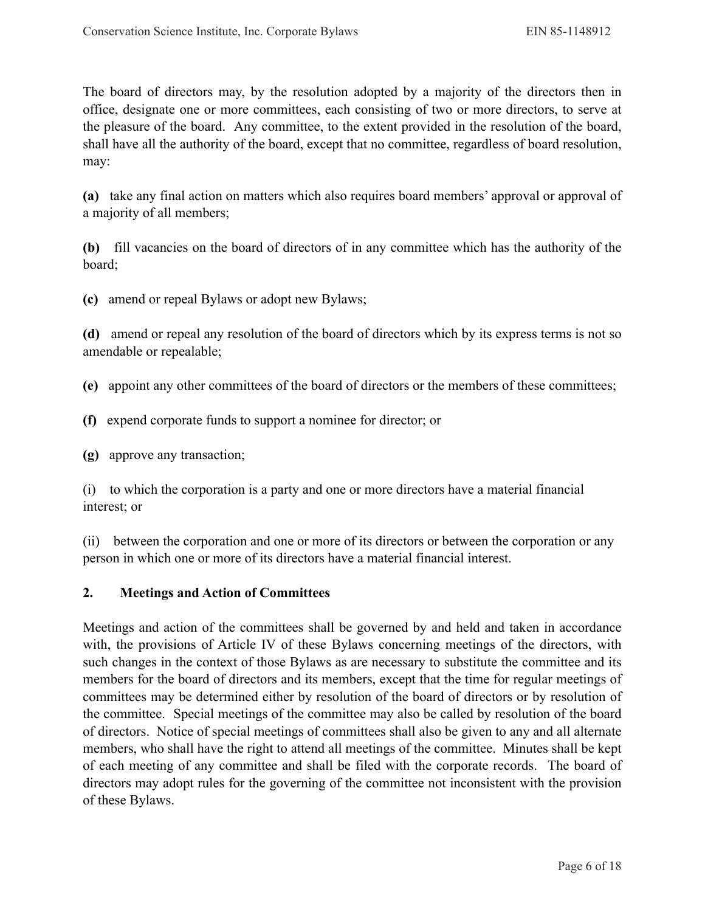The board of directors may, by the resolution adopted by a majority of the directors then in office, designate one or more committees, each consisting of two or more directors, to serve at the pleasure of the board. Any committee, to the extent provided in the resolution of the board, shall have all the authority of the board, except that no committee, regardless of board resolution, may:

**(a)** take any final action on matters which also requires board members' approval or approval of a majority of all members;

**(b)** fill vacancies on the board of directors of in any committee which has the authority of the board;

**(c)** amend or repeal Bylaws or adopt new Bylaws;

**(d)** amend or repeal any resolution of the board of directors which by its express terms is not so amendable or repealable;

**(e)** appoint any other committees of the board of directors or the members of these committees;

**(f)** expend corporate funds to support a nominee for director; or

**(g)** approve any transaction;

(i) to which the corporation is a party and one or more directors have a material financial interest; or

(ii) between the corporation and one or more of its directors or between the corporation or any person in which one or more of its directors have a material financial interest.

### 2. Meetings and Action of Committees

Meetings and action of the committees shall be governed by and held and taken in accordance with, the provisions of Article IV of these Bylaws concerning meetings of the directors, with such changes in the context of those Bylaws as are necessary to substitute the committee and its members for the board of directors and its members, except that the time for regular meetings of committees may be determined either by resolution of the board of directors or by resolution of the committee. Special meetings of the committee may also be called by resolution of the board of directors. Notice of special meetings of committees shall also be given to any and all alternate members, who shall have the right to attend all meetings of the committee. Minutes shall be kept of each meeting of any committee and shall be filed with the corporate records. The board of directors may adopt rules for the governing of the committee not inconsistent with the provision of these Bylaws.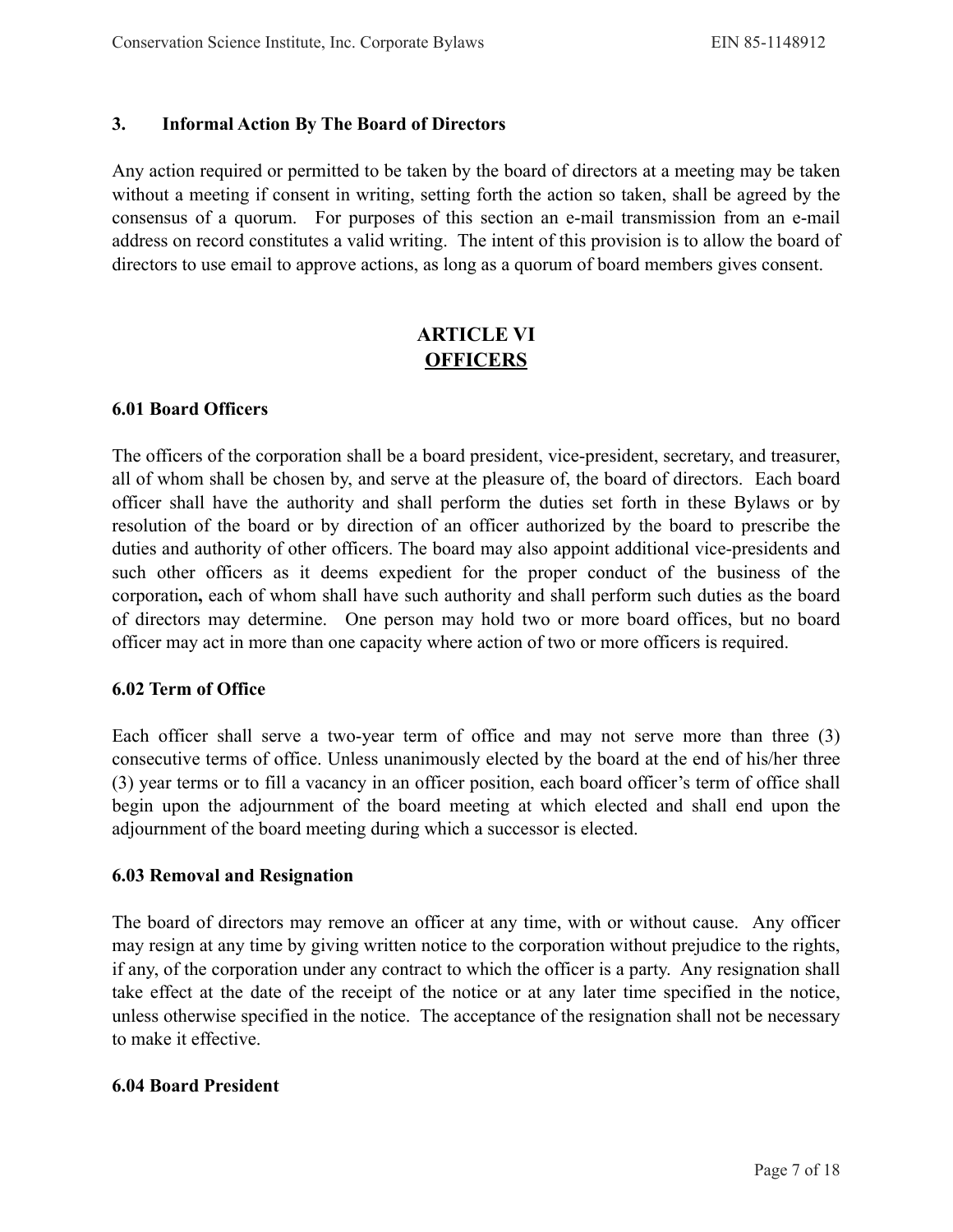### 3. Informal Action By The Board of Directors

Any action required or permitted to be taken by the board of directors at a meeting may be taken without a meeting if consent in writing, setting forth the action so taken, shall be agreed by the consensus of a quorum. For purposes of this section an e-mail transmission from an e-mail address on record constitutes a valid writing. The intent of this provision is to allow the board of directors to use email to approve actions, as long as a quorum of board members gives consent.

## ARTICLE VI
## OFFICERS

### 6.01 Board Officers

The officers of the corporation shall be a board president, vice-president, secretary, and treasurer, all of whom shall be chosen by, and serve at the pleasure of, the board of directors. Each board officer shall have the authority and shall perform the duties set forth in these Bylaws or by resolution of the board or by direction of an officer authorized by the board to prescribe the duties and authority of other officers. The board may also appoint additional vice-presidents and such other officers as it deems expedient for the proper conduct of the business of the corporation**,** each of whom shall have such authority and shall perform such duties as the board of directors may determine. One person may hold two or more board offices, but no board officer may act in more than one capacity where action of two or more officers is required.

### 6.02 Term of Office

Each officer shall serve a two-year term of office and may not serve more than three (3) consecutive terms of office. Unless unanimously elected by the board at the end of his/her three (3) year terms or to fill a vacancy in an officer position, each board officer's term of office shall begin upon the adjournment of the board meeting at which elected and shall end upon the adjournment of the board meeting during which a successor is elected.

### 6.03 Removal and Resignation

The board of directors may remove an officer at any time, with or without cause. Any officer may resign at any time by giving written notice to the corporation without prejudice to the rights, if any, of the corporation under any contract to which the officer is a party. Any resignation shall take effect at the date of the receipt of the notice or at any later time specified in the notice, unless otherwise specified in the notice. The acceptance of the resignation shall not be necessary to make it effective.

### 6.04 Board President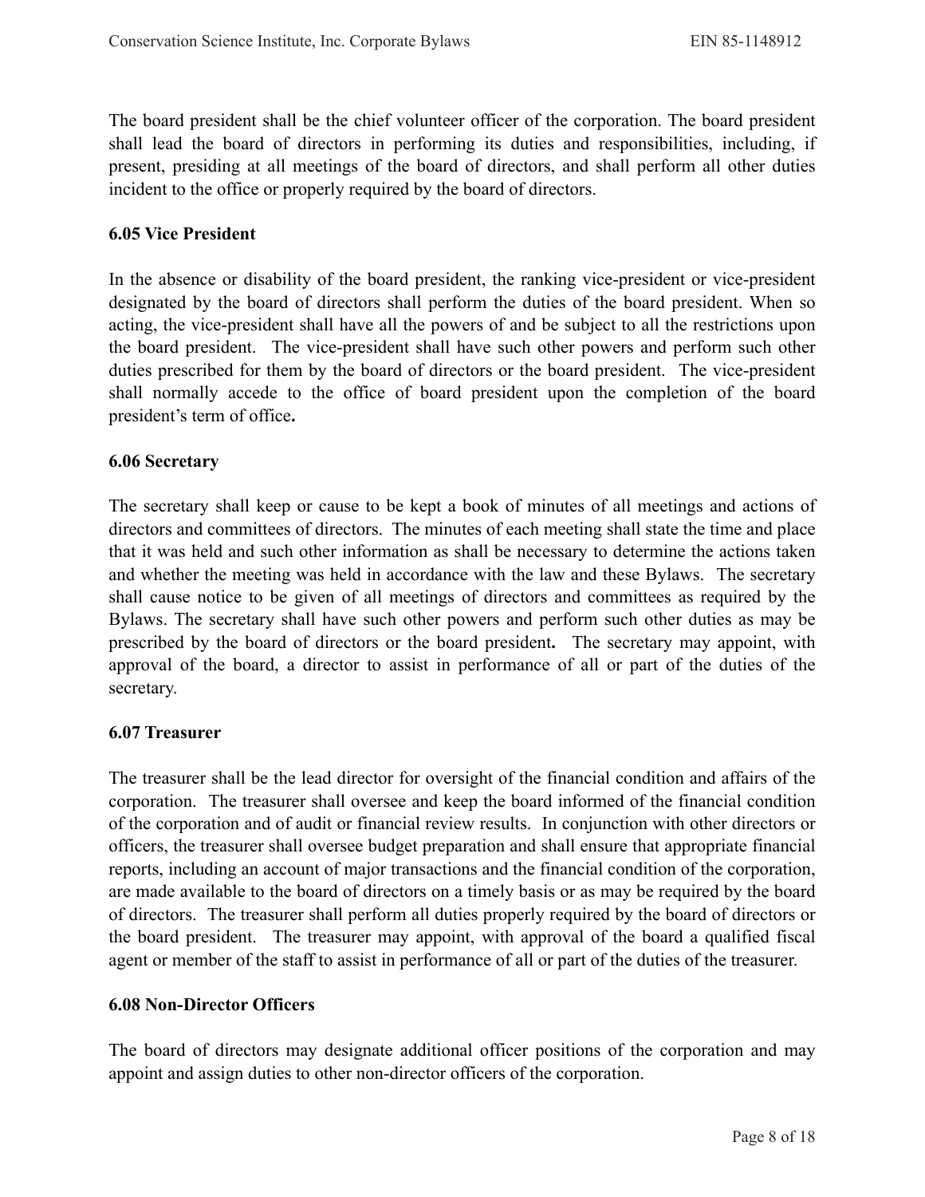The board president shall be the chief volunteer officer of the corporation. The board president shall lead the board of directors in performing its duties and responsibilities, including, if present, presiding at all meetings of the board of directors, and shall perform all other duties incident to the office or properly required by the board of directors.

**6.05 Vice President**

In the absence or disability of the board president, the ranking vice-president or vice-president designated by the board of directors shall perform the duties of the board president. When so acting, the vice-president shall have all the powers of and be subject to all the restrictions upon the board president. The vice-president shall have such other powers and perform such other duties prescribed for them by the board of directors or the board president. The vice-president shall normally accede to the office of board president upon the completion of the board president's term of office**.**

**6.06 Secretary**

The secretary shall keep or cause to be kept a book of minutes of all meetings and actions of directors and committees of directors. The minutes of each meeting shall state the time and place that it was held and such other information as shall be necessary to determine the actions taken and whether the meeting was held in accordance with the law and these Bylaws. The secretary shall cause notice to be given of all meetings of directors and committees as required by the Bylaws. The secretary shall have such other powers and perform such other duties as may be prescribed by the board of directors or the board president**.** The secretary may appoint, with approval of the board, a director to assist in performance of all or part of the duties of the secretary.

**6.07 Treasurer**

The treasurer shall be the lead director for oversight of the financial condition and affairs of the corporation. The treasurer shall oversee and keep the board informed of the financial condition of the corporation and of audit or financial review results. In conjunction with other directors or officers, the treasurer shall oversee budget preparation and shall ensure that appropriate financial reports, including an account of major transactions and the financial condition of the corporation, are made available to the board of directors on a timely basis or as may be required by the board of directors. The treasurer shall perform all duties properly required by the board of directors or the board president. The treasurer may appoint, with approval of the board a qualified fiscal agent or member of the staff to assist in performance of all or part of the duties of the treasurer.

**6.08 Non-Director Officers**

The board of directors may designate additional officer positions of the corporation and may appoint and assign duties to other non-director officers of the corporation.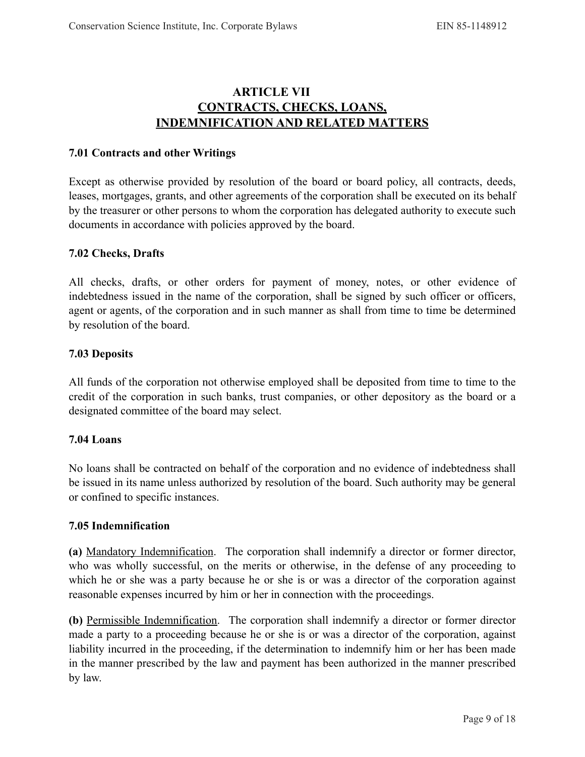# ARTICLE VII
# CONTRACTS, CHECKS, LOANS, INDEMNIFICATION AND RELATED MATTERS

### 7.01 Contracts and other Writings

Except as otherwise provided by resolution of the board or board policy, all contracts, deeds, leases, mortgages, grants, and other agreements of the corporation shall be executed on its behalf by the treasurer or other persons to whom the corporation has delegated authority to execute such documents in accordance with policies approved by the board.

### 7.02 Checks, Drafts

All checks, drafts, or other orders for payment of money, notes, or other evidence of indebtedness issued in the name of the corporation, shall be signed by such officer or officers, agent or agents, of the corporation and in such manner as shall from time to time be determined by resolution of the board.

### 7.03 Deposits

All funds of the corporation not otherwise employed shall be deposited from time to time to the credit of the corporation in such banks, trust companies, or other depository as the board or a designated committee of the board may select.

### 7.04 Loans

No loans shall be contracted on behalf of the corporation and no evidence of indebtedness shall be issued in its name unless authorized by resolution of the board. Such authority may be general or confined to specific instances.

### 7.05 Indemnification

**(a)** Mandatory Indemnification. The corporation shall indemnify a director or former director, who was wholly successful, on the merits or otherwise, in the defense of any proceeding to which he or she was a party because he or she is or was a director of the corporation against reasonable expenses incurred by him or her in connection with the proceedings.

**(b)** Permissible Indemnification. The corporation shall indemnify a director or former director made a party to a proceeding because he or she is or was a director of the corporation, against liability incurred in the proceeding, if the determination to indemnify him or her has been made in the manner prescribed by the law and payment has been authorized in the manner prescribed by law.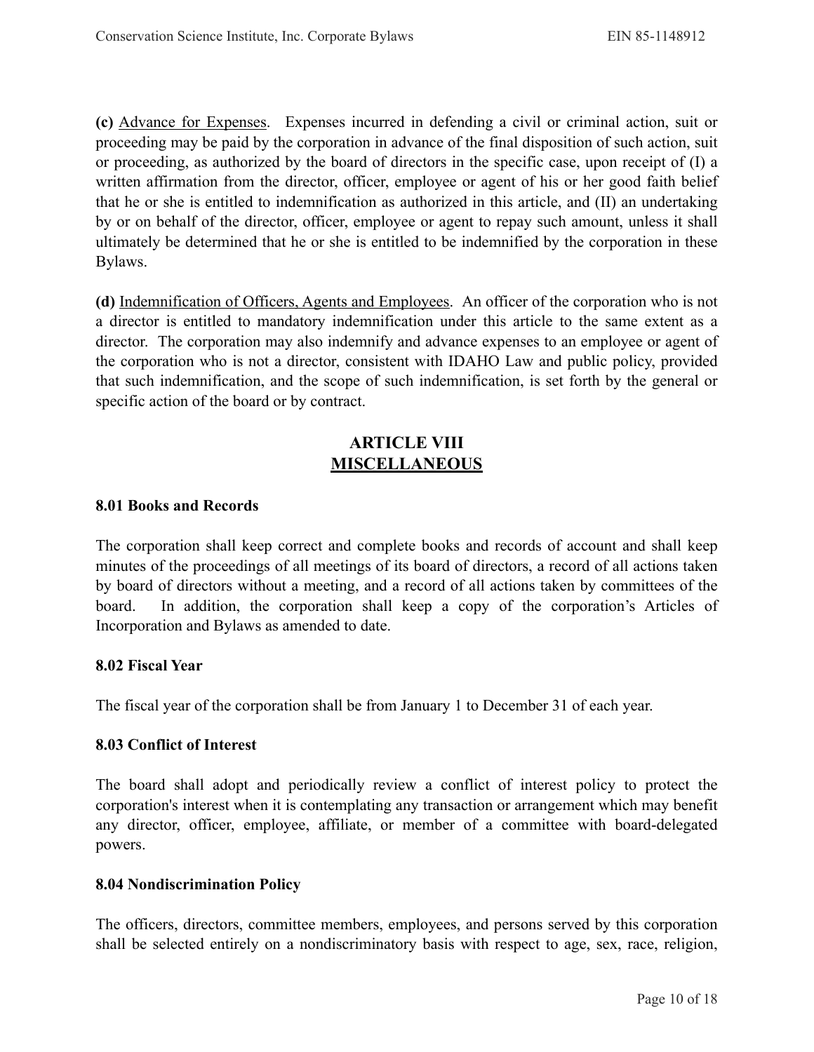**(c)** Advance for Expenses. Expenses incurred in defending a civil or criminal action, suit or proceeding may be paid by the corporation in advance of the final disposition of such action, suit or proceeding, as authorized by the board of directors in the specific case, upon receipt of (I) a written affirmation from the director, officer, employee or agent of his or her good faith belief that he or she is entitled to indemnification as authorized in this article, and (II) an undertaking by or on behalf of the director, officer, employee or agent to repay such amount, unless it shall ultimately be determined that he or she is entitled to be indemnified by the corporation in these Bylaws.

**(d)** Indemnification of Officers, Agents and Employees. An officer of the corporation who is not a director is entitled to mandatory indemnification under this article to the same extent as a director. The corporation may also indemnify and advance expenses to an employee or agent of the corporation who is not a director, consistent with IDAHO Law and public policy, provided that such indemnification, and the scope of such indemnification, is set forth by the general or specific action of the board or by contract.

## ARTICLE VIII
## MISCELLANEOUS

### 8.01 Books and Records

The corporation shall keep correct and complete books and records of account and shall keep minutes of the proceedings of all meetings of its board of directors, a record of all actions taken by board of directors without a meeting, and a record of all actions taken by committees of the board. In addition, the corporation shall keep a copy of the corporation's Articles of Incorporation and Bylaws as amended to date.

### 8.02 Fiscal Year

The fiscal year of the corporation shall be from January 1 to December 31 of each year.

### 8.03 Conflict of Interest

The board shall adopt and periodically review a conflict of interest policy to protect the corporation's interest when it is contemplating any transaction or arrangement which may benefit any director, officer, employee, affiliate, or member of a committee with board-delegated powers.

### 8.04 Nondiscrimination Policy

The officers, directors, committee members, employees, and persons served by this corporation shall be selected entirely on a nondiscriminatory basis with respect to age, sex, race, religion,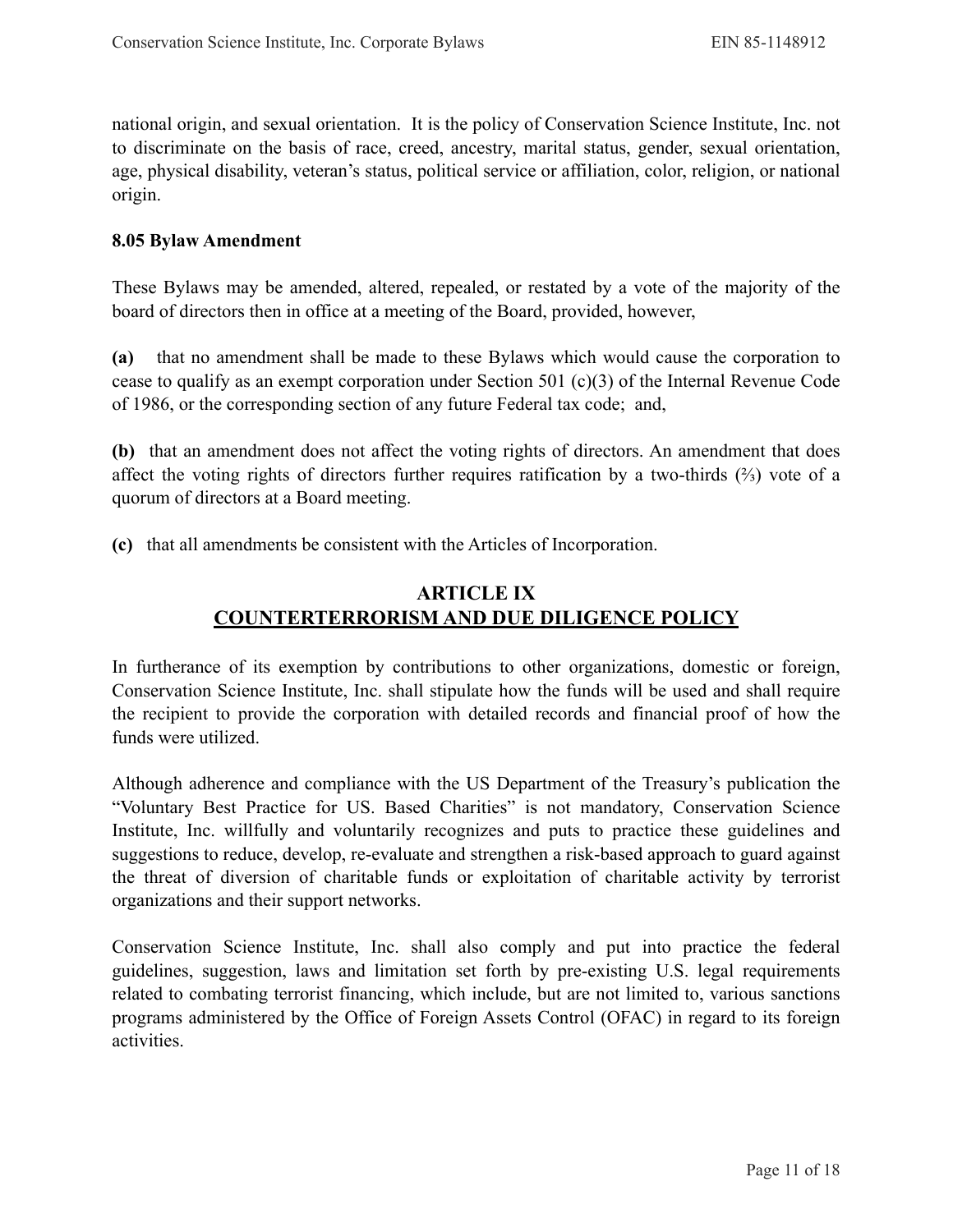national origin, and sexual orientation. It is the policy of Conservation Science Institute, Inc. not to discriminate on the basis of race, creed, ancestry, marital status, gender, sexual orientation, age, physical disability, veteran's status, political service or affiliation, color, religion, or national origin.

**8.05 Bylaw Amendment**

These Bylaws may be amended, altered, repealed, or restated by a vote of the majority of the board of directors then in office at a meeting of the Board, provided, however,

**(a)** that no amendment shall be made to these Bylaws which would cause the corporation to cease to qualify as an exempt corporation under Section 501 (c)(3) of the Internal Revenue Code of 1986, or the corresponding section of any future Federal tax code; and,

**(b)** that an amendment does not affect the voting rights of directors. An amendment that does affect the voting rights of directors further requires ratification by a two-thirds (⅔) vote of a quorum of directors at a Board meeting.

**(c)** that all amendments be consistent with the Articles of Incorporation.

## ARTICLE IX
## COUNTERTERRORISM AND DUE DILIGENCE POLICY

In furtherance of its exemption by contributions to other organizations, domestic or foreign, Conservation Science Institute, Inc. shall stipulate how the funds will be used and shall require the recipient to provide the corporation with detailed records and financial proof of how the funds were utilized.

Although adherence and compliance with the US Department of the Treasury's publication the "Voluntary Best Practice for US. Based Charities" is not mandatory, Conservation Science Institute, Inc. willfully and voluntarily recognizes and puts to practice these guidelines and suggestions to reduce, develop, re-evaluate and strengthen a risk-based approach to guard against the threat of diversion of charitable funds or exploitation of charitable activity by terrorist organizations and their support networks.

Conservation Science Institute, Inc. shall also comply and put into practice the federal guidelines, suggestion, laws and limitation set forth by pre-existing U.S. legal requirements related to combating terrorist financing, which include, but are not limited to, various sanctions programs administered by the Office of Foreign Assets Control (OFAC) in regard to its foreign activities.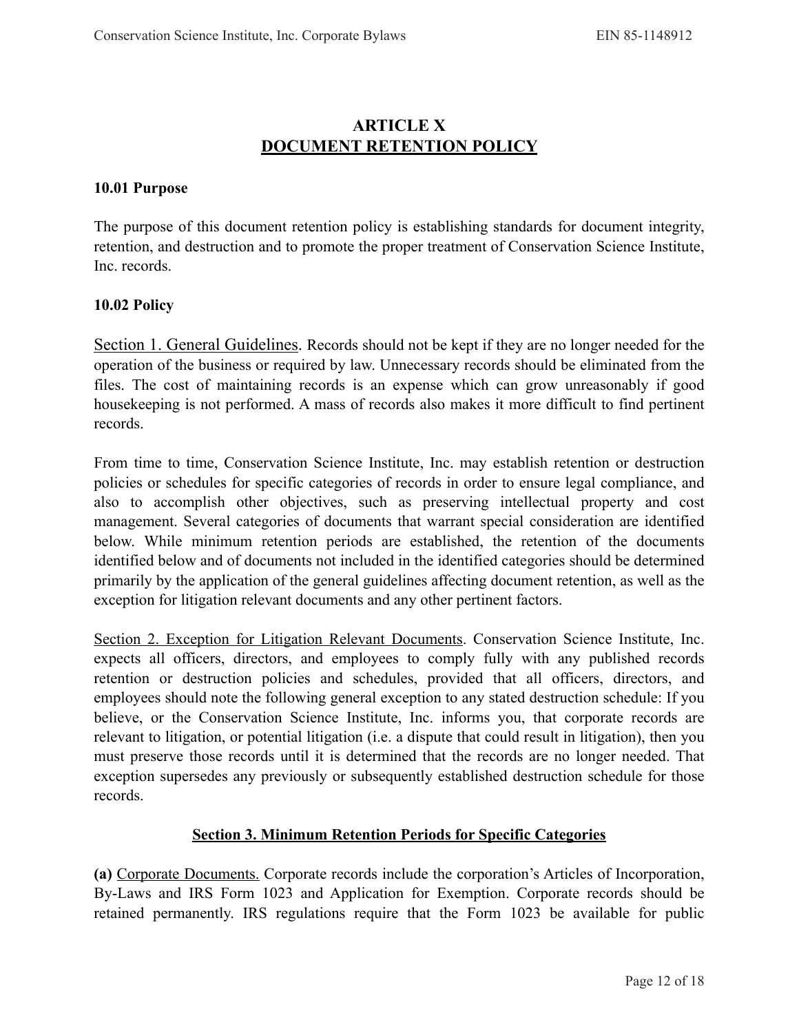# ARTICLE X
## DOCUMENT RETENTION POLICY

**10.01 Purpose**

The purpose of this document retention policy is establishing standards for document integrity, retention, and destruction and to promote the proper treatment of Conservation Science Institute, Inc. records.

**10.02 Policy**

Section 1. General Guidelines. Records should not be kept if they are no longer needed for the operation of the business or required by law. Unnecessary records should be eliminated from the files. The cost of maintaining records is an expense which can grow unreasonably if good housekeeping is not performed. A mass of records also makes it more difficult to find pertinent records.

From time to time, Conservation Science Institute, Inc. may establish retention or destruction policies or schedules for specific categories of records in order to ensure legal compliance, and also to accomplish other objectives, such as preserving intellectual property and cost management. Several categories of documents that warrant special consideration are identified below. While minimum retention periods are established, the retention of the documents identified below and of documents not included in the identified categories should be determined primarily by the application of the general guidelines affecting document retention, as well as the exception for litigation relevant documents and any other pertinent factors.

Section 2. Exception for Litigation Relevant Documents. Conservation Science Institute, Inc. expects all officers, directors, and employees to comply fully with any published records retention or destruction policies and schedules, provided that all officers, directors, and employees should note the following general exception to any stated destruction schedule: If you believe, or the Conservation Science Institute, Inc. informs you, that corporate records are relevant to litigation, or potential litigation (i.e. a dispute that could result in litigation), then you must preserve those records until it is determined that the records are no longer needed. That exception supersedes any previously or subsequently established destruction schedule for those records.

**Section 3. Minimum Retention Periods for Specific Categories**

**(a)** Corporate Documents. Corporate records include the corporation's Articles of Incorporation, By-Laws and IRS Form 1023 and Application for Exemption. Corporate records should be retained permanently. IRS regulations require that the Form 1023 be available for public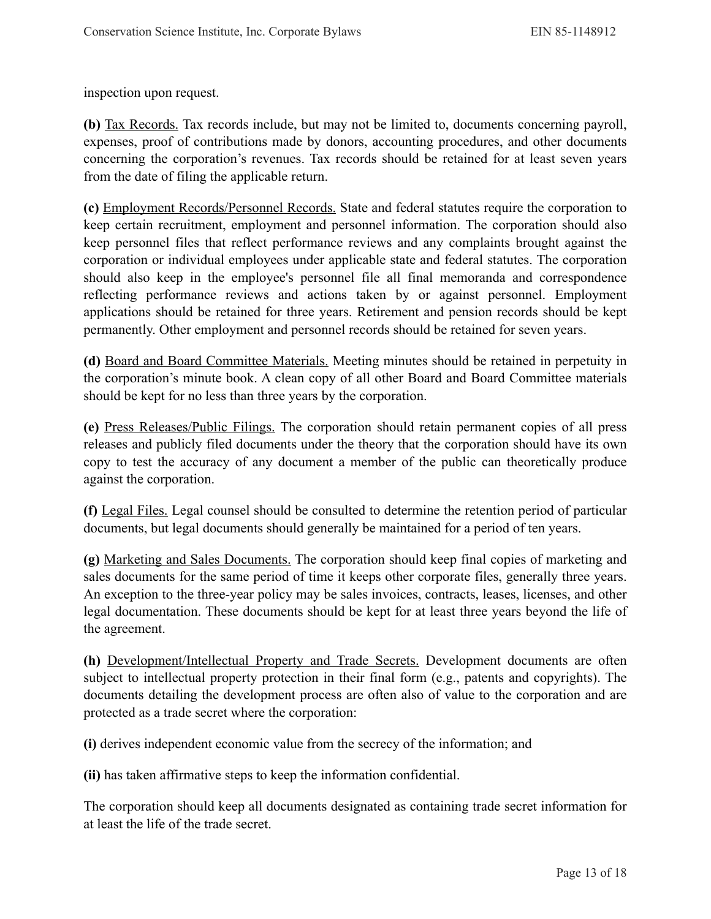inspection upon request.

**(b)** Tax Records. Tax records include, but may not be limited to, documents concerning payroll, expenses, proof of contributions made by donors, accounting procedures, and other documents concerning the corporation's revenues. Tax records should be retained for at least seven years from the date of filing the applicable return.

**(c)** Employment Records/Personnel Records. State and federal statutes require the corporation to keep certain recruitment, employment and personnel information. The corporation should also keep personnel files that reflect performance reviews and any complaints brought against the corporation or individual employees under applicable state and federal statutes. The corporation should also keep in the employee's personnel file all final memoranda and correspondence reflecting performance reviews and actions taken by or against personnel. Employment applications should be retained for three years. Retirement and pension records should be kept permanently. Other employment and personnel records should be retained for seven years.

**(d)** Board and Board Committee Materials. Meeting minutes should be retained in perpetuity in the corporation's minute book. A clean copy of all other Board and Board Committee materials should be kept for no less than three years by the corporation.

**(e)** Press Releases/Public Filings. The corporation should retain permanent copies of all press releases and publicly filed documents under the theory that the corporation should have its own copy to test the accuracy of any document a member of the public can theoretically produce against the corporation.

**(f)** Legal Files. Legal counsel should be consulted to determine the retention period of particular documents, but legal documents should generally be maintained for a period of ten years.

**(g)** Marketing and Sales Documents. The corporation should keep final copies of marketing and sales documents for the same period of time it keeps other corporate files, generally three years. An exception to the three-year policy may be sales invoices, contracts, leases, licenses, and other legal documentation. These documents should be kept for at least three years beyond the life of the agreement.

**(h)** Development/Intellectual Property and Trade Secrets. Development documents are often subject to intellectual property protection in their final form (e.g., patents and copyrights). The documents detailing the development process are often also of value to the corporation and are protected as a trade secret where the corporation:

**(i)** derives independent economic value from the secrecy of the information; and

**(ii)** has taken affirmative steps to keep the information confidential.

The corporation should keep all documents designated as containing trade secret information for at least the life of the trade secret.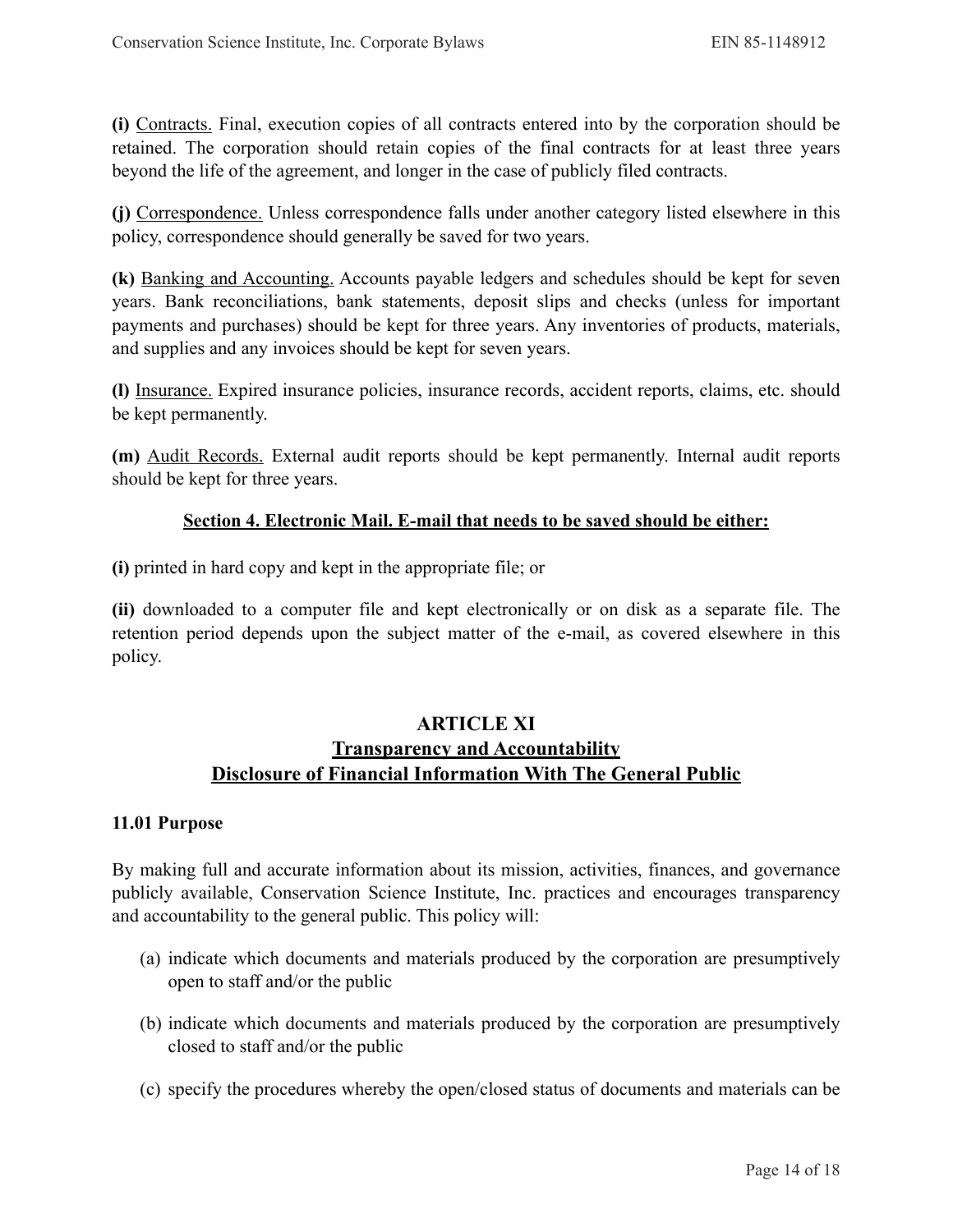**(i)** Contracts. Final, execution copies of all contracts entered into by the corporation should be retained. The corporation should retain copies of the final contracts for at least three years beyond the life of the agreement, and longer in the case of publicly filed contracts.

**(j)** Correspondence. Unless correspondence falls under another category listed elsewhere in this policy, correspondence should generally be saved for two years.

**(k)** Banking and Accounting. Accounts payable ledgers and schedules should be kept for seven years. Bank reconciliations, bank statements, deposit slips and checks (unless for important payments and purchases) should be kept for three years. Any inventories of products, materials, and supplies and any invoices should be kept for seven years.

**(l)** Insurance. Expired insurance policies, insurance records, accident reports, claims, etc. should be kept permanently.

**(m)** Audit Records. External audit reports should be kept permanently. Internal audit reports should be kept for three years.

### Section 4. Electronic Mail. E-mail that needs to be saved should be either:

**(i)** printed in hard copy and kept in the appropriate file; or

**(ii)** downloaded to a computer file and kept electronically or on disk as a separate file. The retention period depends upon the subject matter of the e-mail, as covered elsewhere in this policy.

## ARTICLE XI
## Transparency and Accountability
## Disclosure of Financial Information With The General Public

### 11.01 Purpose

By making full and accurate information about its mission, activities, finances, and governance publicly available, Conservation Science Institute, Inc. practices and encourages transparency and accountability to the general public. This policy will:

(a) indicate which documents and materials produced by the corporation are presumptively open to staff and/or the public

(b) indicate which documents and materials produced by the corporation are presumptively closed to staff and/or the public

(c) specify the procedures whereby the open/closed status of documents and materials can be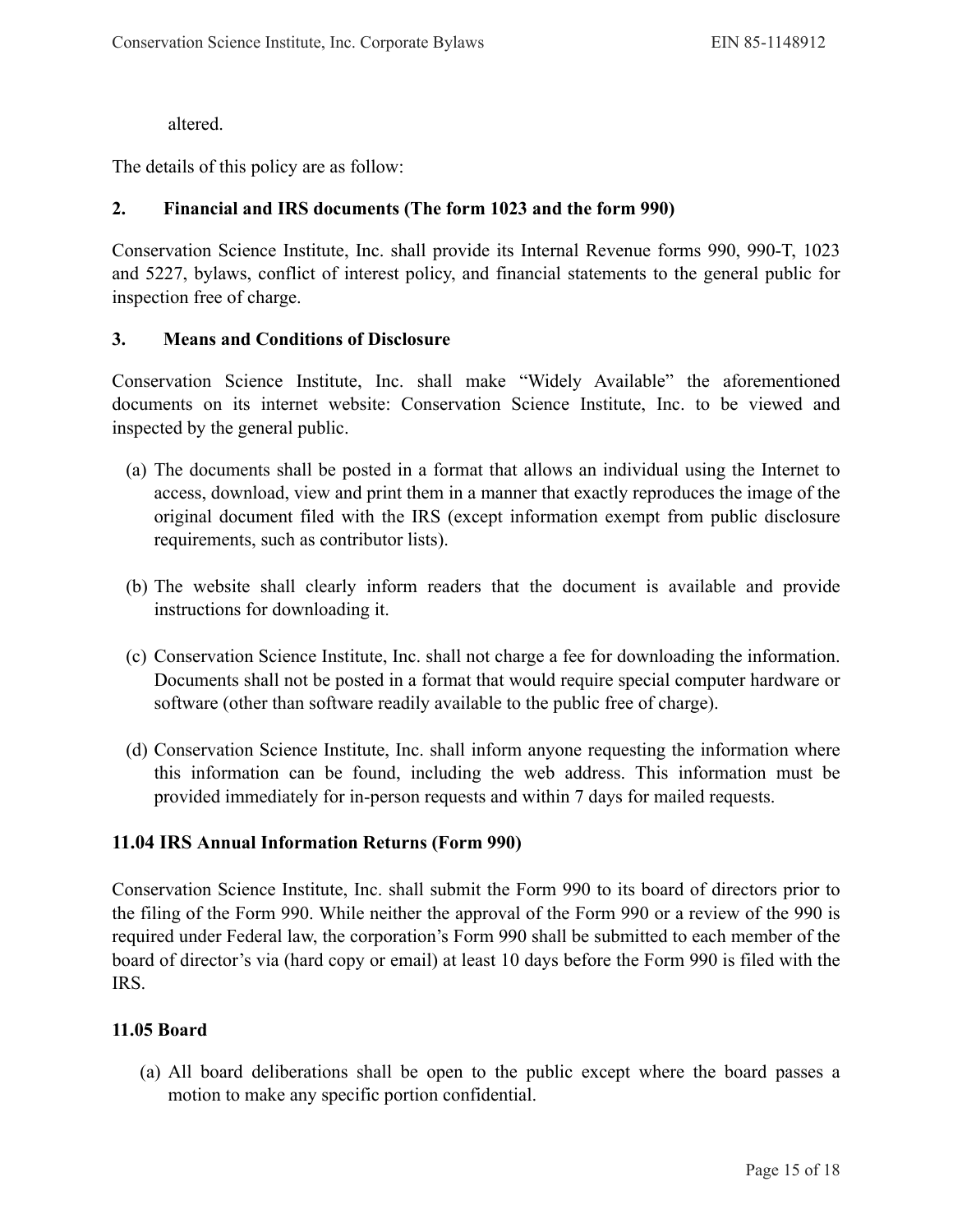altered.

The details of this policy are as follow:

**2. Financial and IRS documents (The form 1023 and the form 990)**

Conservation Science Institute, Inc. shall provide its Internal Revenue forms 990, 990-T, 1023 and 5227, bylaws, conflict of interest policy, and financial statements to the general public for inspection free of charge.

**3. Means and Conditions of Disclosure**

Conservation Science Institute, Inc. shall make "Widely Available" the aforementioned documents on its internet website: Conservation Science Institute, Inc. to be viewed and inspected by the general public.

(a) The documents shall be posted in a format that allows an individual using the Internet to access, download, view and print them in a manner that exactly reproduces the image of the original document filed with the IRS (except information exempt from public disclosure requirements, such as contributor lists).

(b) The website shall clearly inform readers that the document is available and provide instructions for downloading it.

(c) Conservation Science Institute, Inc. shall not charge a fee for downloading the information. Documents shall not be posted in a format that would require special computer hardware or software (other than software readily available to the public free of charge).

(d) Conservation Science Institute, Inc. shall inform anyone requesting the information where this information can be found, including the web address. This information must be provided immediately for in-person requests and within 7 days for mailed requests.

**11.04 IRS Annual Information Returns (Form 990)**

Conservation Science Institute, Inc. shall submit the Form 990 to its board of directors prior to the filing of the Form 990. While neither the approval of the Form 990 or a review of the 990 is required under Federal law, the corporation's Form 990 shall be submitted to each member of the board of director's via (hard copy or email) at least 10 days before the Form 990 is filed with the IRS.

**11.05 Board**

(a) All board deliberations shall be open to the public except where the board passes a motion to make any specific portion confidential.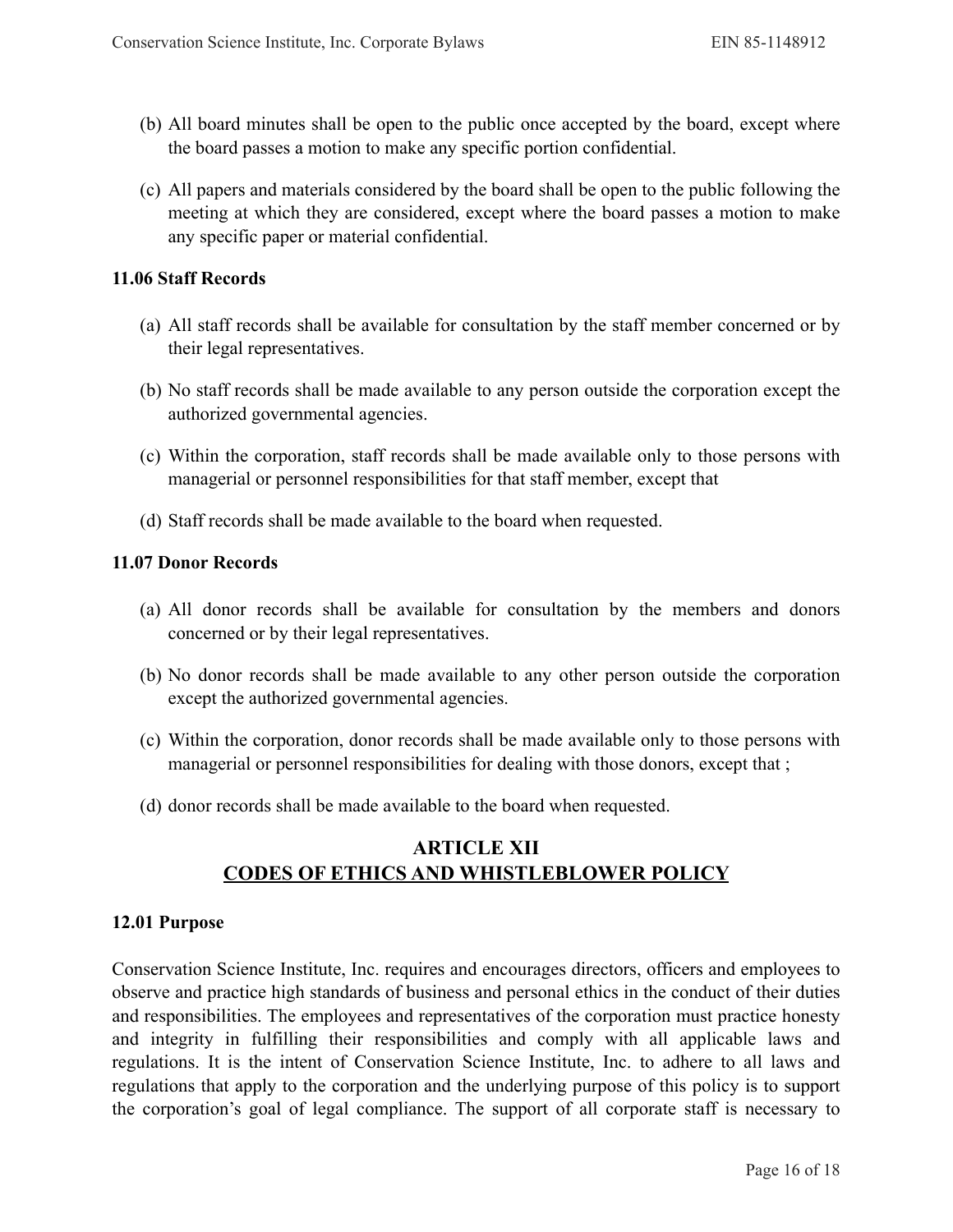(b) All board minutes shall be open to the public once accepted by the board, except where the board passes a motion to make any specific portion confidential.

(c) All papers and materials considered by the board shall be open to the public following the meeting at which they are considered, except where the board passes a motion to make any specific paper or material confidential.

**11.06 Staff Records**

(a) All staff records shall be available for consultation by the staff member concerned or by their legal representatives.

(b) No staff records shall be made available to any person outside the corporation except the authorized governmental agencies.

(c) Within the corporation, staff records shall be made available only to those persons with managerial or personnel responsibilities for that staff member, except that

(d) Staff records shall be made available to the board when requested.

**11.07 Donor Records**

(a) All donor records shall be available for consultation by the members and donors concerned or by their legal representatives.

(b) No donor records shall be made available to any other person outside the corporation except the authorized governmental agencies.

(c) Within the corporation, donor records shall be made available only to those persons with managerial or personnel responsibilities for dealing with those donors, except that ;

(d) donor records shall be made available to the board when requested.

## ARTICLE XII
## CODES OF ETHICS AND WHISTLEBLOWER POLICY

**12.01 Purpose**

Conservation Science Institute, Inc. requires and encourages directors, officers and employees to observe and practice high standards of business and personal ethics in the conduct of their duties and responsibilities. The employees and representatives of the corporation must practice honesty and integrity in fulfilling their responsibilities and comply with all applicable laws and regulations. It is the intent of Conservation Science Institute, Inc. to adhere to all laws and regulations that apply to the corporation and the underlying purpose of this policy is to support the corporation's goal of legal compliance. The support of all corporate staff is necessary to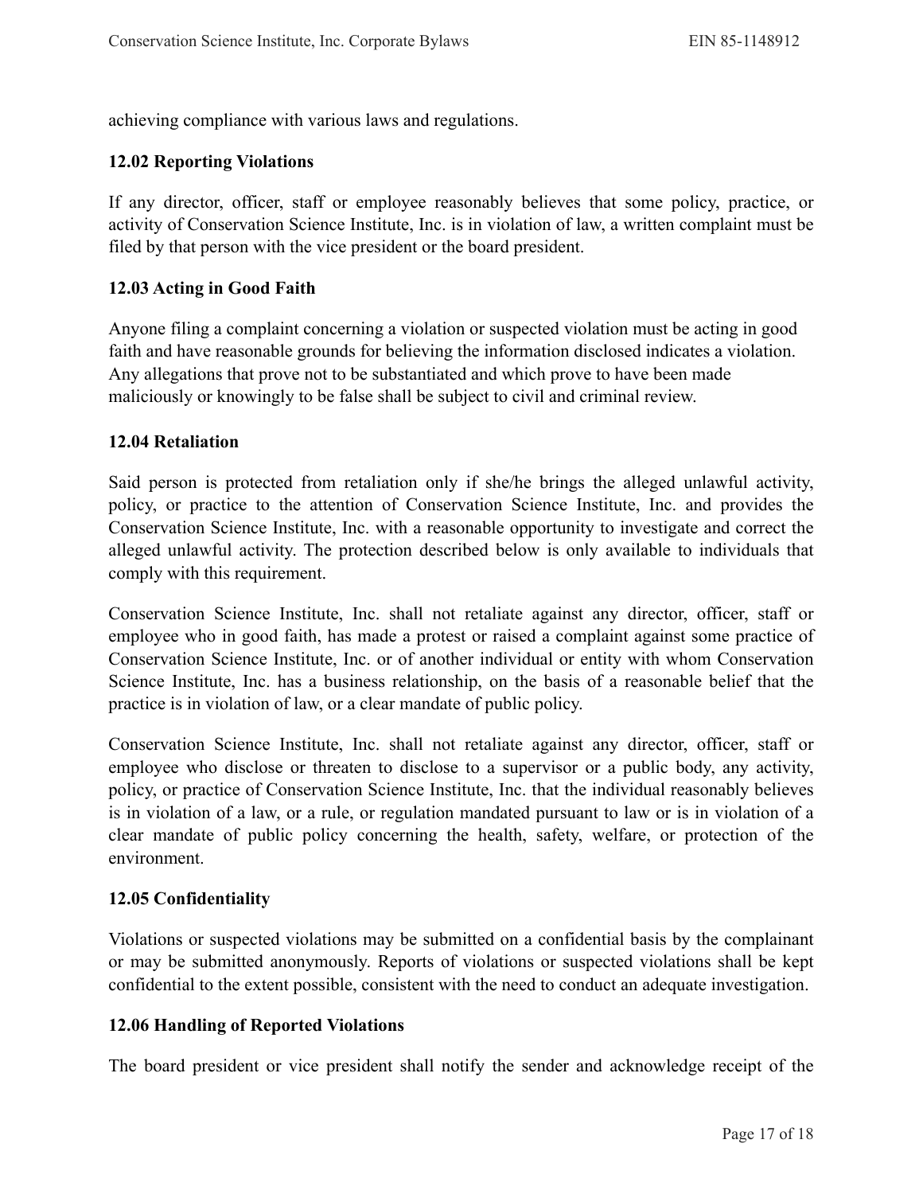achieving compliance with various laws and regulations.

### 12.02 Reporting Violations

If any director, officer, staff or employee reasonably believes that some policy, practice, or activity of Conservation Science Institute, Inc. is in violation of law, a written complaint must be filed by that person with the vice president or the board president.

### 12.03 Acting in Good Faith

Anyone filing a complaint concerning a violation or suspected violation must be acting in good faith and have reasonable grounds for believing the information disclosed indicates a violation. Any allegations that prove not to be substantiated and which prove to have been made maliciously or knowingly to be false shall be subject to civil and criminal review.

### 12.04 Retaliation

Said person is protected from retaliation only if she/he brings the alleged unlawful activity, policy, or practice to the attention of Conservation Science Institute, Inc. and provides the Conservation Science Institute, Inc. with a reasonable opportunity to investigate and correct the alleged unlawful activity. The protection described below is only available to individuals that comply with this requirement.

Conservation Science Institute, Inc. shall not retaliate against any director, officer, staff or employee who in good faith, has made a protest or raised a complaint against some practice of Conservation Science Institute, Inc. or of another individual or entity with whom Conservation Science Institute, Inc. has a business relationship, on the basis of a reasonable belief that the practice is in violation of law, or a clear mandate of public policy.

Conservation Science Institute, Inc. shall not retaliate against any director, officer, staff or employee who disclose or threaten to disclose to a supervisor or a public body, any activity, policy, or practice of Conservation Science Institute, Inc. that the individual reasonably believes is in violation of a law, or a rule, or regulation mandated pursuant to law or is in violation of a clear mandate of public policy concerning the health, safety, welfare, or protection of the environment.

### 12.05 Confidentiality

Violations or suspected violations may be submitted on a confidential basis by the complainant or may be submitted anonymously. Reports of violations or suspected violations shall be kept confidential to the extent possible, consistent with the need to conduct an adequate investigation.

### 12.06 Handling of Reported Violations

The board president or vice president shall notify the sender and acknowledge receipt of the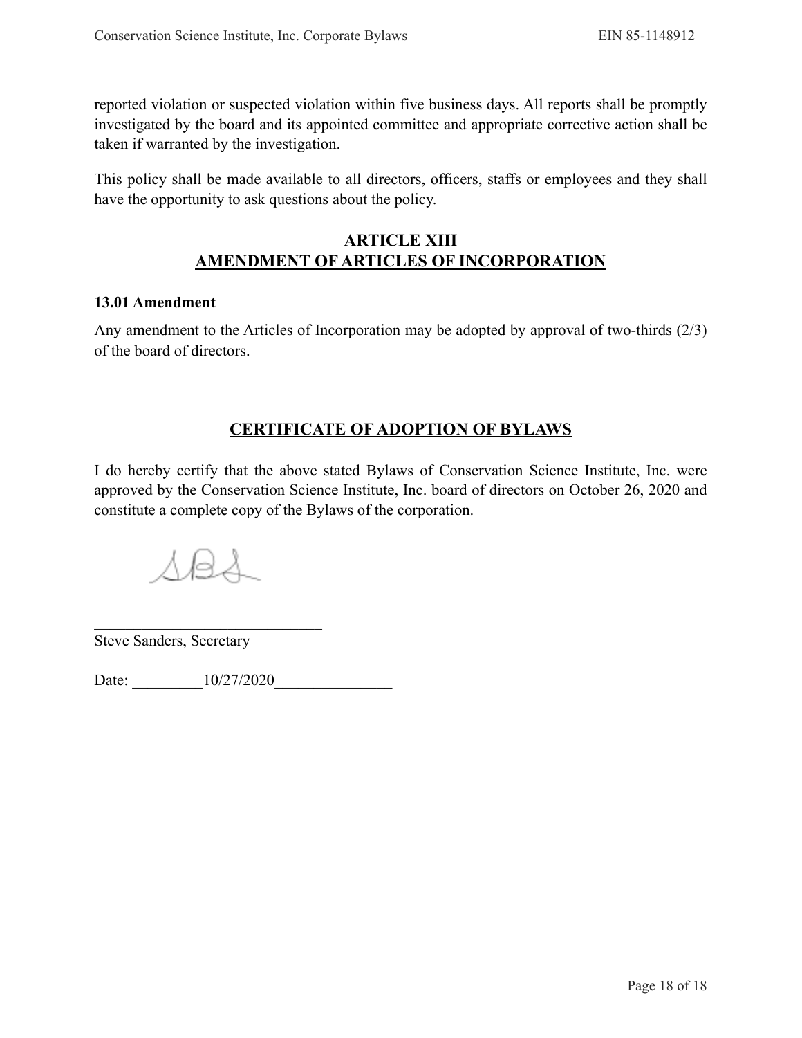reported violation or suspected violation within five business days. All reports shall be promptly investigated by the board and its appointed committee and appropriate corrective action shall be taken if warranted by the investigation.

This policy shall be made available to all directors, officers, staffs or employees and they shall have the opportunity to ask questions about the policy.

## ARTICLE XIII
## AMENDMENT OF ARTICLES OF INCORPORATION

### 13.01 Amendment

Any amendment to the Articles of Incorporation may be adopted by approval of two-thirds (2/3) of the board of directors.

## CERTIFICATE OF ADOPTION OF BYLAWS

I do hereby certify that the above stated Bylaws of Conservation Science Institute, Inc. were approved by the Conservation Science Institute, Inc. board of directors on October 26, 2020 and constitute a complete copy of the Bylaws of the corporation.

______________________________
Steve Sanders, Secretary

Date: _________10/27/2020_______________